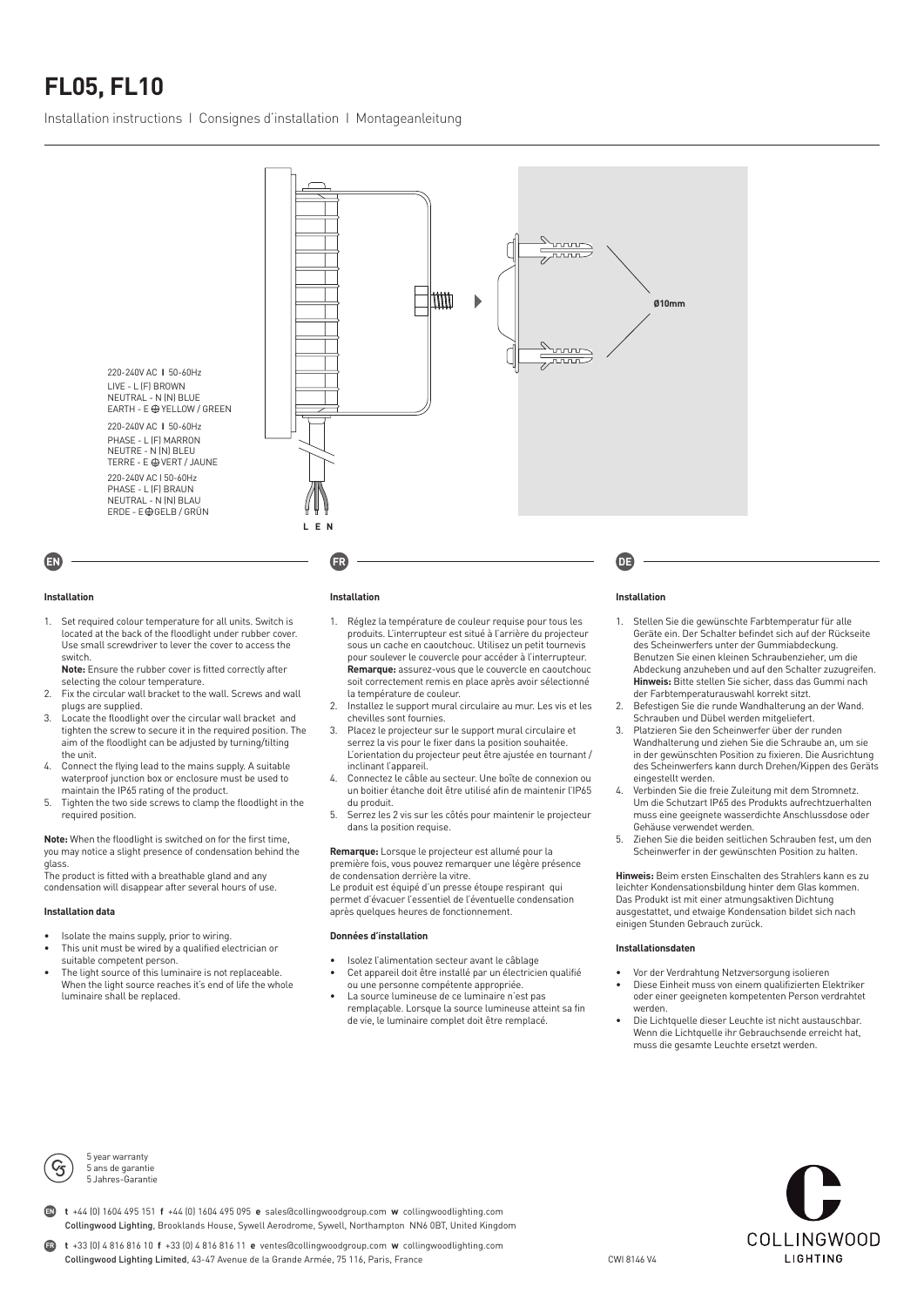# FL05, FL10

Installation instructions | Consignes d'installation | Montageanleitung

220-240V AC | 50-60Hz
LIVE - L (F) BROWN
NEUTRAL - N (N) BLUE
EARTH - E ⊕ YELLOW / GREEN

220-240V AC | 50-60Hz
PHASE - L (F) MARRON
NEUTRE - N (N) BLEU
TERRE - E ⊕ VERT / JAUNE

220-240V AC | 50-60Hz
PHASE - L (F) BRAUN
NEUTRAL - N (N) BLAU
ERDE - E ⊕ GELB / GRÜN

L E N

Ø10mm

## EN

### Installation

1. Set required colour temperature for all units. Switch is located at the back of the floodlight under rubber cover. Use small screwdriver to lever the cover to access the switch.
   **Note:** Ensure the rubber cover is fitted correctly after selecting the colour temperature.
2. Fix the circular wall bracket to the wall. Screws and wall plugs are supplied.
3. Locate the floodlight over the circular wall bracket and tighten the screw to secure it in the required position. The aim of the floodlight can be adjusted by turning/tilting the unit.
4. Connect the flying lead to the mains supply. A suitable waterproof junction box or enclosure must be used to maintain the IP65 rating of the product.
5. Tighten the two side screws to clamp the floodlight in the required position.

**Note:** When the floodlight is switched on for the first time, you may notice a slight presence of condensation behind the glass.
The product is fitted with a breathable gland and any condensation will disappear after several hours of use.

### Installation data

- Isolate the mains supply, prior to wiring.
- This unit must be wired by a qualified electrician or suitable competent person.
- The light source of this luminaire is not replaceable. When the light source reaches it's end of life the whole luminaire shall be replaced.

## FR

### Installation

1. Réglez la température de couleur requise pour tous les produits. L'interrupteur est situé à l'arrière du projecteur sous un cache en caoutchouc. Utilisez un petit tournevis pour soulever le couvercle pour accéder à l'interrupteur.
   **Remarque:** assurez-vous que le couvercle en caoutchouc soit correctement remis en place après avoir sélectionné la température de couleur.
2. Installez le support mural circulaire au mur. Les vis et les chevilles sont fournies.
3. Placez le projecteur sur le support mural circulaire et serrez la vis pour le fixer dans la position souhaitée. L'orientation du projecteur peut être ajustée en tournant / inclinant l'appareil.
4. Connectez le câble au secteur. Une boîte de connexion ou un boitier étanche doit être utilisé afin de maintenir l'IP65 du produit.
5. Serrez les 2 vis sur les côtés pour maintenir le projecteur dans la position requise.

**Remarque:** Lorsque le projecteur est allumé pour la première fois, vous pouvez remarquer une légère présence de condensation derrière la vitre.
Le produit est équipé d'un presse étoupe respirant qui permet d'évacuer l'essentiel de l'éventuelle condensation après quelques heures de fonctionnement.

### Données d'installation

- Isolez l'alimentation secteur avant le câblage
- Cet appareil doit être installé par un électricien qualifié ou une personne compétente appropriée.
- La source lumineuse de ce luminaire n'est pas remplaçable. Lorsque la source lumineuse atteint sa fin de vie, le luminaire complet doit être remplacé.

## DE

### Installation

1. Stellen Sie die gewünschte Farbtemperatur für alle Geräte ein. Der Schalter befindet sich auf der Rückseite des Scheinwerfers unter der Gummiabdeckung. Benutzen Sie einen kleinen Schraubenzieher, um die Abdeckung anzuheben und auf den Schalter zuzugreifen.
   **Hinweis:** Bitte stellen Sie sicher, dass das Gummi nach der Farbtemperaturauswahl korrekt sitzt.
2. Befestigen Sie die runde Wandhalterung an der Wand. Schrauben und Dübel werden mitgeliefert.
3. Platzieren Sie den Scheinwerfer über der runden Wandhalterung und ziehen Sie die Schraube an, um sie in der gewünschten Position zu fixieren. Die Ausrichtung des Scheinwerfers kann durch Drehen/Kippen des Geräts eingestellt werden.
4. Verbinden Sie die freie Zuleitung mit dem Stromnetz. Um die Schutzart IP65 des Produkts aufrechtzuerhalten muss eine geeignete wasserdichte Anschlussdose oder Gehäuse verwendet werden.
5. Ziehen Sie die beiden seitlichen Schrauben fest, um den Scheinwerfer in der gewünschten Position zu halten.

**Hinweis:** Beim ersten Einschalten des Strahlers kann es zu leichter Kondensationsbildung hinter dem Glas kommen. Das Produkt ist mit einer atmungsaktiven Dichtung ausgestattet, und etwaige Kondensation bildet sich nach einigen Stunden Gebrauch zurück.

### Installationsdaten

- Vor der Verdrahtung Netzversorgung isolieren
- Diese Einheit muss von einem qualifizierten Elektriker oder einer geeigneten kompetenten Person verdrahtet werden.
- Die Lichtquelle dieser Leuchte ist nicht austauschbar. Wenn die Lichtquelle ihr Gebrauchsende erreicht hat, muss die gesamte Leuchte ersetzt werden.

5 year warranty
5 ans de garantie
5 Jahres-Garantie

EN **t** +44 (0) 1604 495 151 **f** +44 (0) 1604 495 095 **e** sales@collingwoodgroup.com **w** collingwoodlighting.com
Collingwood Lighting, Brooklands House, Sywell Aerodrome, Sywell, Northampton NN6 0BT, United Kingdom

FR **t** +33 (0) 4 816 816 10 **f** +33 (0) 4 816 816 11 **e** ventes@collingwoodgroup.com **w** collingwoodlighting.com
Collingwood Lighting Limited, 43-47 Avenue de la Grande Armée, 75 116, Paris, France

CWI 8146 V4

COLLINGWOOD LIGHTING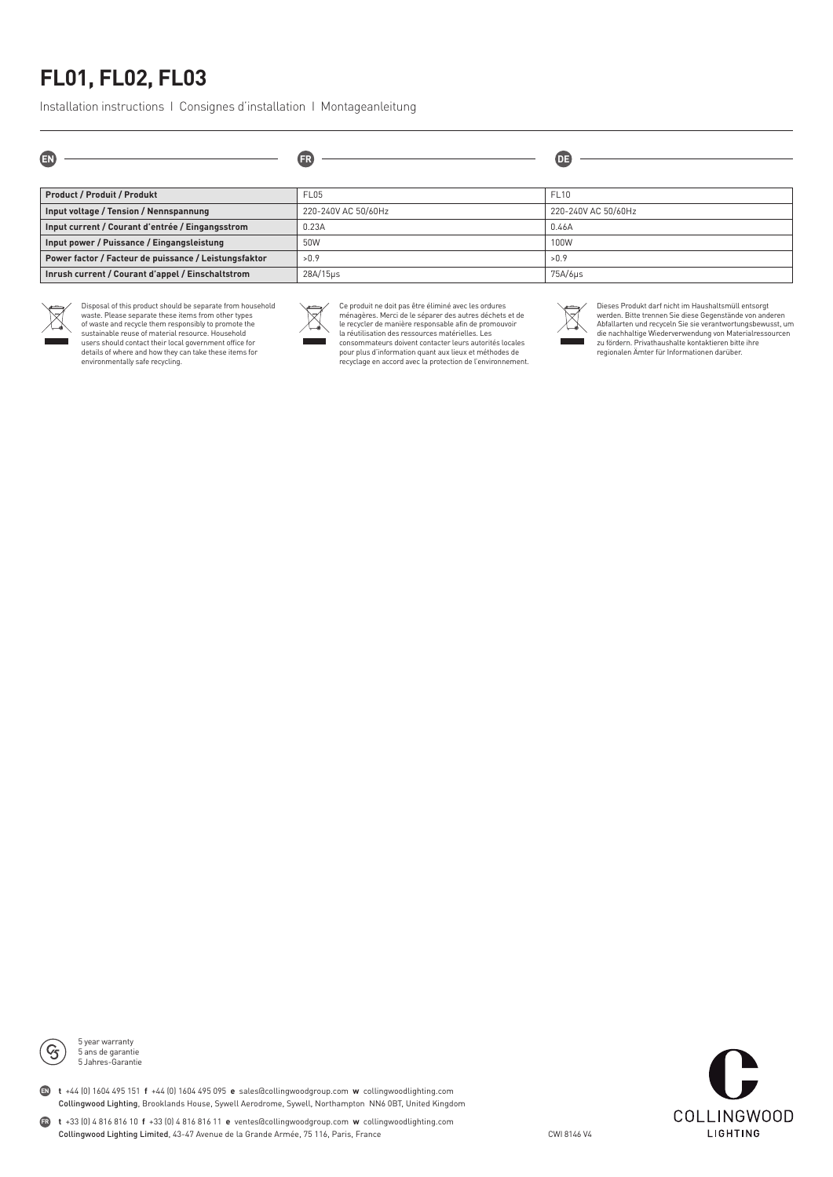# FL01, FL02, FL03

Installation instructions I Consignes d'installation I Montageanleitung

EN

FR

DE

| Product / Produit / Produkt | FL05 | FL10 |
|---|---|---|
| Input voltage / Tension / Nennspannung | 220-240V AC 50/60Hz | 220-240V AC 50/60Hz |
| Input current / Courant d'entrée / Eingangsstrom | 0.23A | 0.46A |
| Input power / Puissance / Eingangsleistung | 50W | 100W |
| Power factor / Facteur de puissance / Leistungsfaktor | >0.9 | >0.9 |
| Inrush current / Courant d'appel / Einschaltstrom | 28A/15μs | 75A/6μs |

Disposal of this product should be separate from household waste. Please separate these items from other types of waste and recycle them responsibly to promote the sustainable reuse of material resource. Household users should contact their local government office for details of where and how they can take these items for environmentally safe recycling.

Ce produit ne doit pas être éliminé avec les ordures ménagères. Merci de le séparer des autres déchets et de le recycler de manière responsable afin de promouvoir la réutilisation des ressources matérielles. Les consommateurs doivent contacter leurs autorités locales pour plus d'information quant aux lieux et méthodes de recyclage en accord avec la protection de l'environnement.

Dieses Produkt darf nicht im Haushaltsmüll entsorgt werden. Bitte trennen Sie diese Gegenstände von anderen Abfallarten und recyceln Sie sie verantwortungsbewusst, um die nachhaltige Wiederverwendung von Materialressourcen zu fördern. Privathaushalte kontaktieren bitte ihre regionalen Ämter für Informationen darüber.

5 year warranty
5 ans de garantie
5 Jahres-Garantie

EN **t** +44 (0) 1604 495 151 **f** +44 (0) 1604 495 095 **e** sales@collingwoodgroup.com **w** collingwoodlighting.com
Collingwood Lighting, Brooklands House, Sywell Aerodrome, Sywell, Northampton NN6 0BT, United Kingdom

FR **t** +33 (0) 4 816 816 10 **f** +33 (0) 4 816 816 11 **e** ventes@collingwoodgroup.com **w** collingwoodlighting.com
Collingwood Lighting Limited, 43-47 Avenue de la Grande Armée, 75 116, Paris, France

CWI 8146 V4

COLLINGWOOD LIGHTING